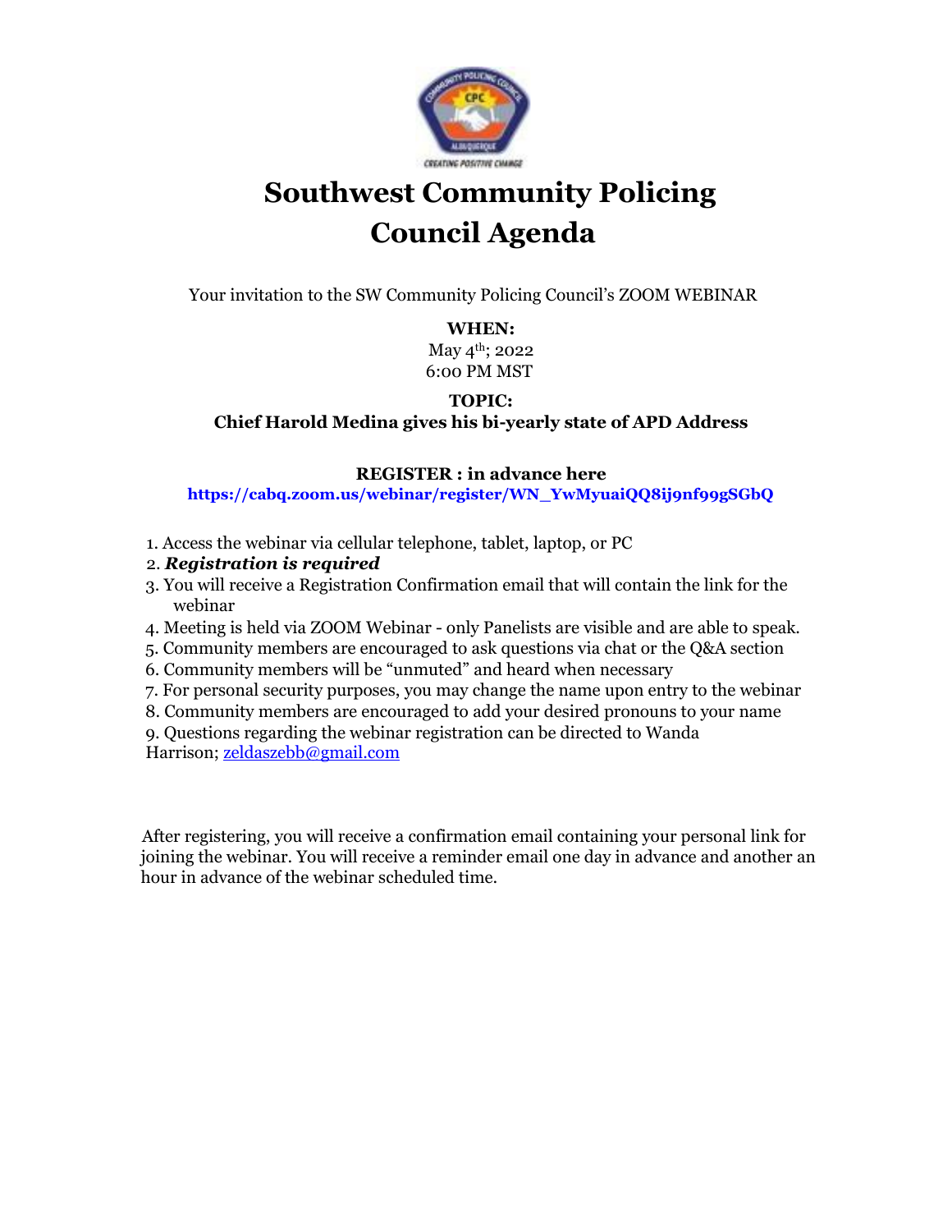# Southwest Community Policing Council Agenda

Your invitation to the SW Community Policing Council's ZOOM WEBINAR

**WHEN:**
May 4th; 2022
6:00 PM MST

**TOPIC:**
**Chief Harold Medina gives his bi-yearly state of APD Address**

**REGISTER : in advance here**
**https://cabq.zoom.us/webinar/register/WN_YwMyuaiQQ8ij9nf99gSGbQ**

1. Access the webinar via cellular telephone, tablet, laptop, or PC
2. ***Registration is required***
3. You will receive a Registration Confirmation email that will contain the link for the webinar
4. Meeting is held via ZOOM Webinar - only Panelists are visible and are able to speak.
5. Community members are encouraged to ask questions via chat or the Q&A section
6. Community members will be "unmuted" and heard when necessary
7. For personal security purposes, you may change the name upon entry to the webinar
8. Community members are encouraged to add your desired pronouns to your name
9. Questions regarding the webinar registration can be directed to Wanda Harrison; zeldaszebb@gmail.com

After registering, you will receive a confirmation email containing your personal link for joining the webinar. You will receive a reminder email one day in advance and another an hour in advance of the webinar scheduled time.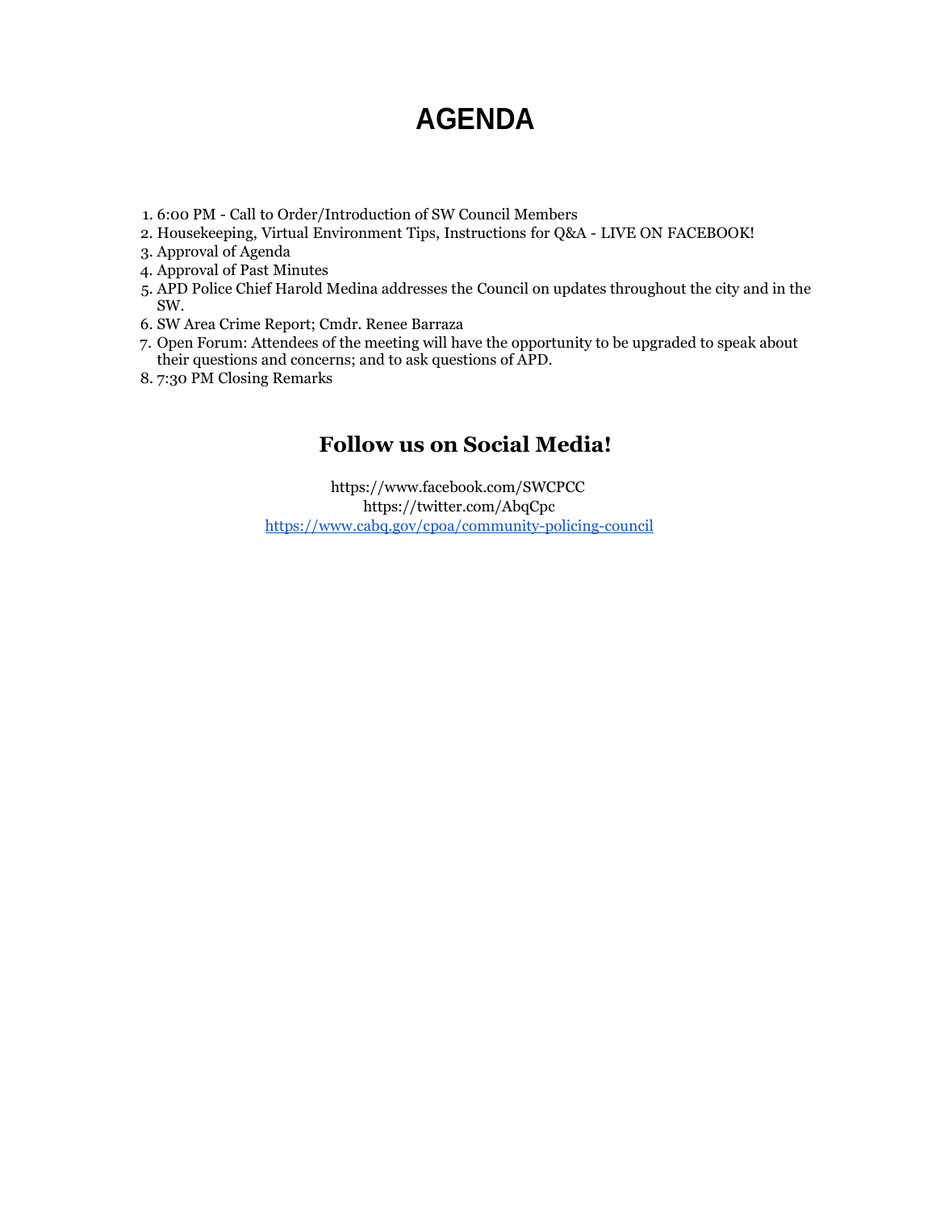# AGENDA

1. 6:00 PM - Call to Order/Introduction of SW Council Members
2. Housekeeping, Virtual Environment Tips, Instructions for Q&A - LIVE ON FACEBOOK!
3. Approval of Agenda
4. Approval of Past Minutes
5. APD Police Chief Harold Medina addresses the Council on updates throughout the city and in the SW.
6. SW Area Crime Report; Cmdr. Renee Barraza
7. Open Forum: Attendees of the meeting will have the opportunity to be upgraded to speak about their questions and concerns; and to ask questions of APD.
8. 7:30 PM Closing Remarks

## Follow us on Social Media!

https://www.facebook.com/SWCPCC
https://twitter.com/AbqCpc
https://www.cabq.gov/cpoa/community-policing-council